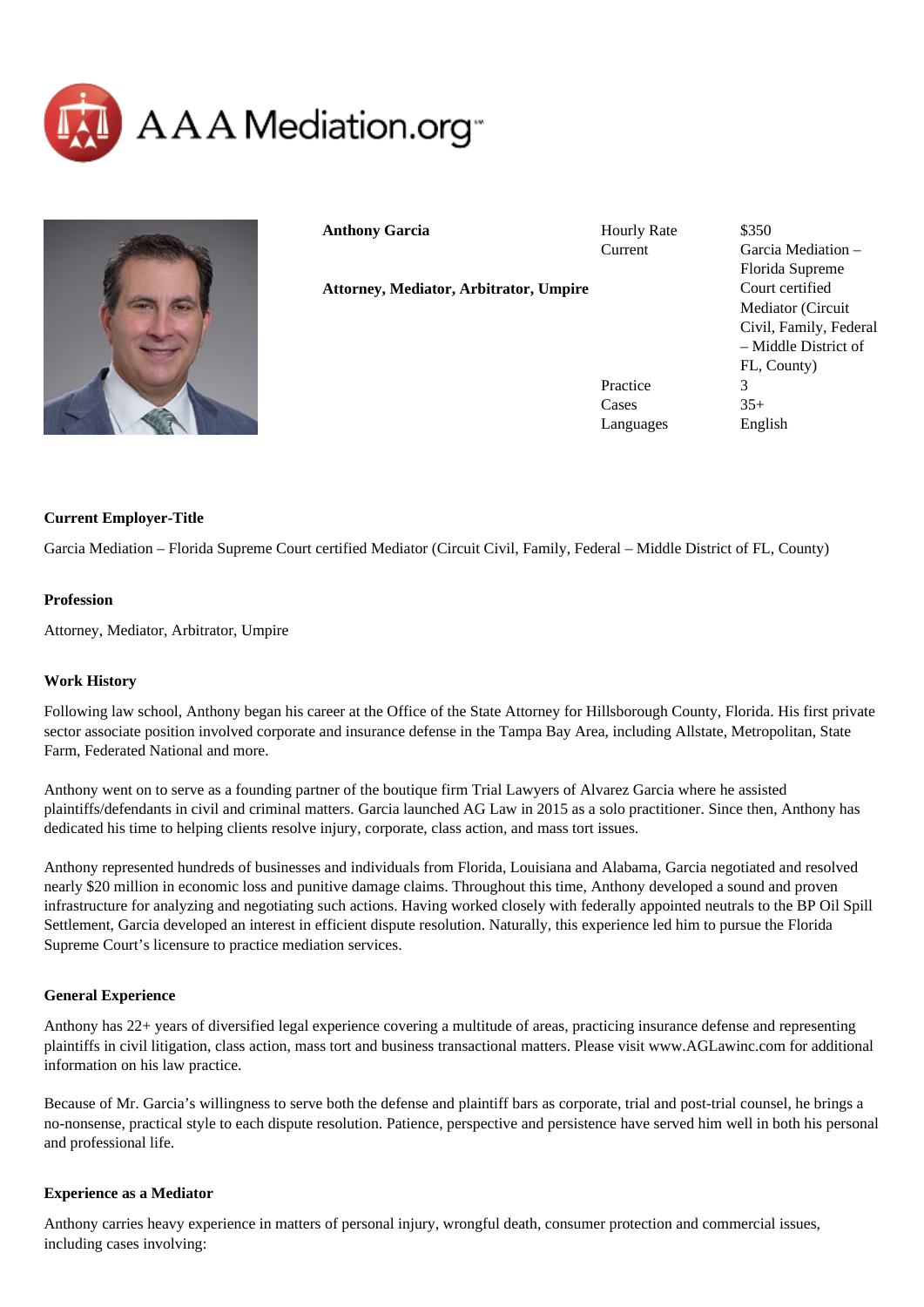AAA Mediation.org

**Anthony Garcia**

**Attorney, Mediator, Arbitrator, Umpire**

| | |
|---|---|
| Hourly Rate | $350 |
| Current | Garcia Mediation – Florida Supreme Court certified Mediator (Circuit Civil, Family, Federal – Middle District of FL, County) |
| Practice | 3 |
| Cases | 35+ |
| Languages | English |

**Current Employer-Title**

Garcia Mediation – Florida Supreme Court certified Mediator (Circuit Civil, Family, Federal – Middle District of FL, County)

**Profession**

Attorney, Mediator, Arbitrator, Umpire

**Work History**

Following law school, Anthony began his career at the Office of the State Attorney for Hillsborough County, Florida. His first private sector associate position involved corporate and insurance defense in the Tampa Bay Area, including Allstate, Metropolitan, State Farm, Federated National and more.

Anthony went on to serve as a founding partner of the boutique firm Trial Lawyers of Alvarez Garcia where he assisted plaintiffs/defendants in civil and criminal matters. Garcia launched AG Law in 2015 as a solo practitioner. Since then, Anthony has dedicated his time to helping clients resolve injury, corporate, class action, and mass tort issues.

Anthony represented hundreds of businesses and individuals from Florida, Louisiana and Alabama, Garcia negotiated and resolved nearly $20 million in economic loss and punitive damage claims. Throughout this time, Anthony developed a sound and proven infrastructure for analyzing and negotiating such actions. Having worked closely with federally appointed neutrals to the BP Oil Spill Settlement, Garcia developed an interest in efficient dispute resolution. Naturally, this experience led him to pursue the Florida Supreme Court's licensure to practice mediation services.

**General Experience**

Anthony has 22+ years of diversified legal experience covering a multitude of areas, practicing insurance defense and representing plaintiffs in civil litigation, class action, mass tort and business transactional matters. Please visit www.AGLawinc.com for additional information on his law practice.

Because of Mr. Garcia's willingness to serve both the defense and plaintiff bars as corporate, trial and post-trial counsel, he brings a no-nonsense, practical style to each dispute resolution. Patience, perspective and persistence have served him well in both his personal and professional life.

**Experience as a Mediator**

Anthony carries heavy experience in matters of personal injury, wrongful death, consumer protection and commercial issues, including cases involving: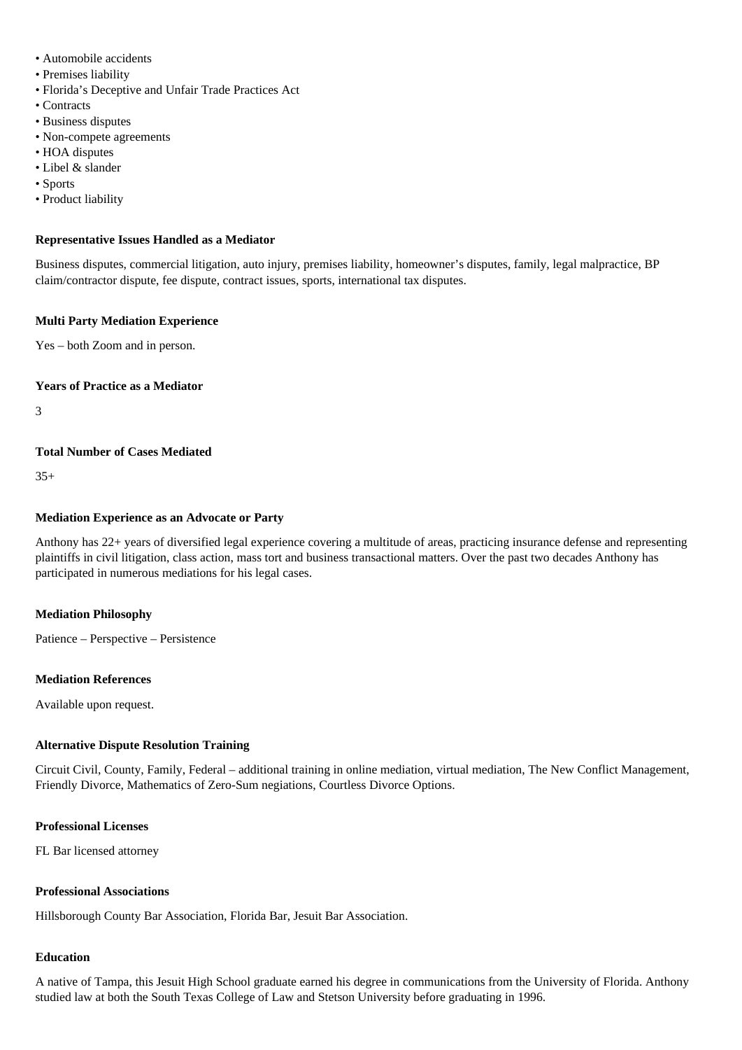- Automobile accidents
- Premises liability
- Florida's Deceptive and Unfair Trade Practices Act
- Contracts
- Business disputes
- Non-compete agreements
- HOA disputes
- Libel & slander
- Sports
- Product liability

**Representative Issues Handled as a Mediator**

Business disputes, commercial litigation, auto injury, premises liability, homeowner's disputes, family, legal malpractice, BP claim/contractor dispute, fee dispute, contract issues, sports, international tax disputes.

**Multi Party Mediation Experience**

Yes – both Zoom and in person.

**Years of Practice as a Mediator**

3

**Total Number of Cases Mediated**

35+

**Mediation Experience as an Advocate or Party**

Anthony has 22+ years of diversified legal experience covering a multitude of areas, practicing insurance defense and representing plaintiffs in civil litigation, class action, mass tort and business transactional matters. Over the past two decades Anthony has participated in numerous mediations for his legal cases.

**Mediation Philosophy**

Patience – Perspective – Persistence

**Mediation References**

Available upon request.

**Alternative Dispute Resolution Training**

Circuit Civil, County, Family, Federal – additional training in online mediation, virtual mediation, The New Conflict Management, Friendly Divorce, Mathematics of Zero-Sum negiations, Courtless Divorce Options.

**Professional Licenses**

FL Bar licensed attorney

**Professional Associations**

Hillsborough County Bar Association, Florida Bar, Jesuit Bar Association.

**Education**

A native of Tampa, this Jesuit High School graduate earned his degree in communications from the University of Florida. Anthony studied law at both the South Texas College of Law and Stetson University before graduating in 1996.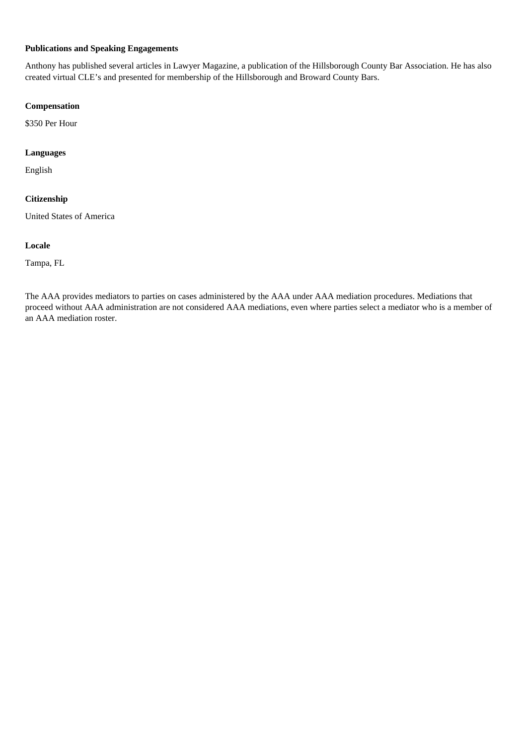**Publications and Speaking Engagements**

Anthony has published several articles in Lawyer Magazine, a publication of the Hillsborough County Bar Association. He has also created virtual CLE's and presented for membership of the Hillsborough and Broward County Bars.

**Compensation**

$350 Per Hour

**Languages**

English

**Citizenship**

United States of America

**Locale**

Tampa, FL

The AAA provides mediators to parties on cases administered by the AAA under AAA mediation procedures. Mediations that proceed without AAA administration are not considered AAA mediations, even where parties select a mediator who is a member of an AAA mediation roster.